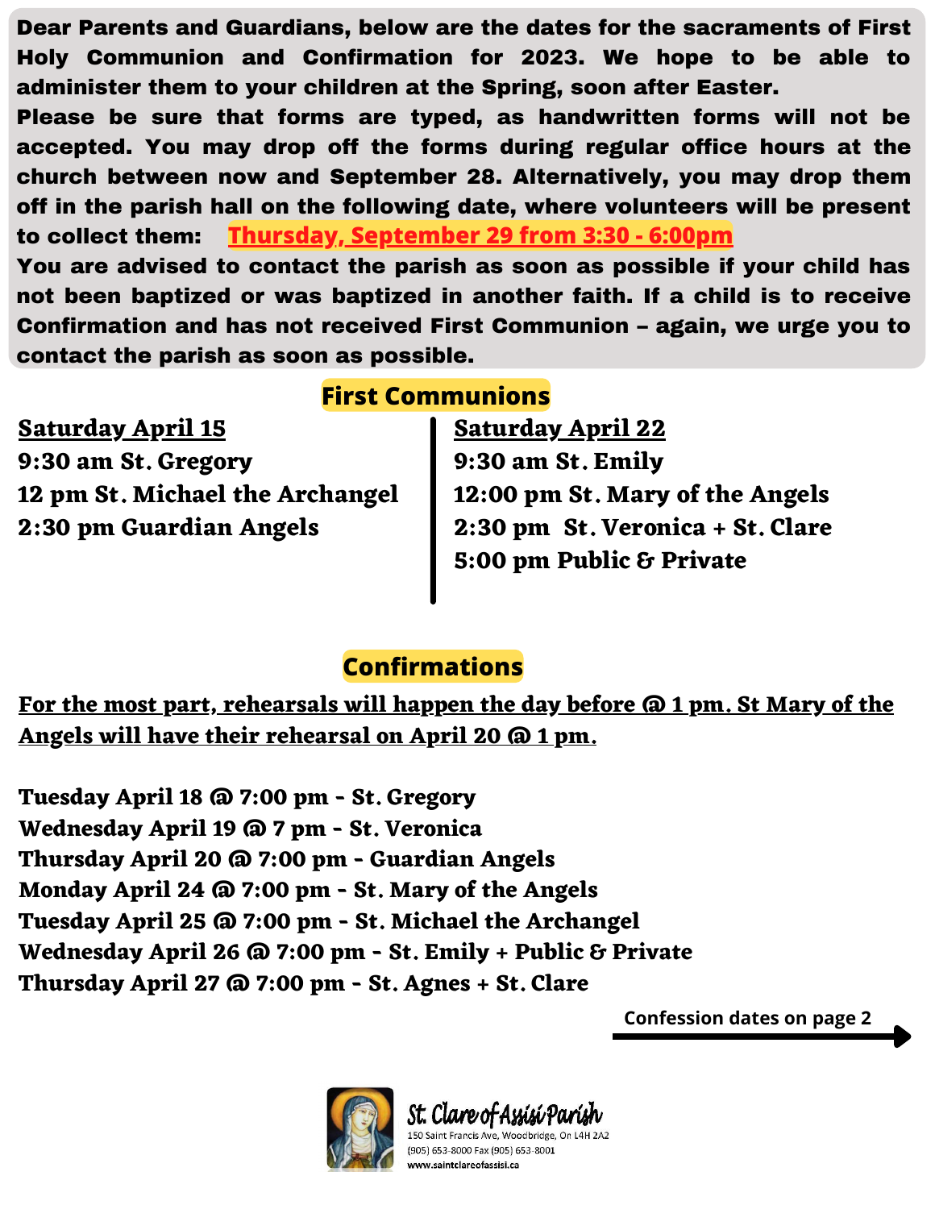**Dear Parents and Guardians, below are the dates for the sacraments of First Holy Communion and Confirmation for 2023. We hope to be able to administer them to your children at the Spring, soon after Easter.**

**Please be sure that forms are typed, as handwritten forms will not be accepted. You may drop off the forms during regular office hours at the church between now and September 28. Alternatively, you may drop them off in the parish hall on the following date, where volunteers will be present to collect them:** **Thursday, September 29 from 3:30 - 6:00pm**

**You are advised to contact the parish as soon as possible if your child has not been baptized or was baptized in another faith. If a child is to receive Confirmation and has not received First Communion – again, we urge you to contact the parish as soon as possible.**

## First Communions

**Saturday April 15**

**9:30 am St. Gregory**
**12 pm St. Michael the Archangel**
**2:30 pm Guardian Angels**

**Saturday April 22**

**9:30 am St. Emily**
**12:00 pm St. Mary of the Angels**
**2:30 pm St. Veronica + St. Clare**
**5:00 pm Public & Private**

## Confirmations

**For the most part, rehearsals will happen the day before @ 1 pm. St Mary of the Angels will have their rehearsal on April 20 @ 1 pm.**

**Tuesday April 18 @ 7:00 pm - St. Gregory**
**Wednesday April 19 @ 7 pm - St. Veronica**
**Thursday April 20 @ 7:00 pm - Guardian Angels**
**Monday April 24 @ 7:00 pm - St. Mary of the Angels**
**Tuesday April 25 @ 7:00 pm - St. Michael the Archangel**
**Wednesday April 26 @ 7:00 pm - St. Emily + Public & Private**
**Thursday April 27 @ 7:00 pm - St. Agnes + St. Clare**

**Confession dates on page 2** →

St. Clare of Assisi Parish
150 Saint Francis Ave, Woodbridge, On L4H 2A2
(905) 653-8000 Fax (905) 653-8001
www.saintclareofassisi.ca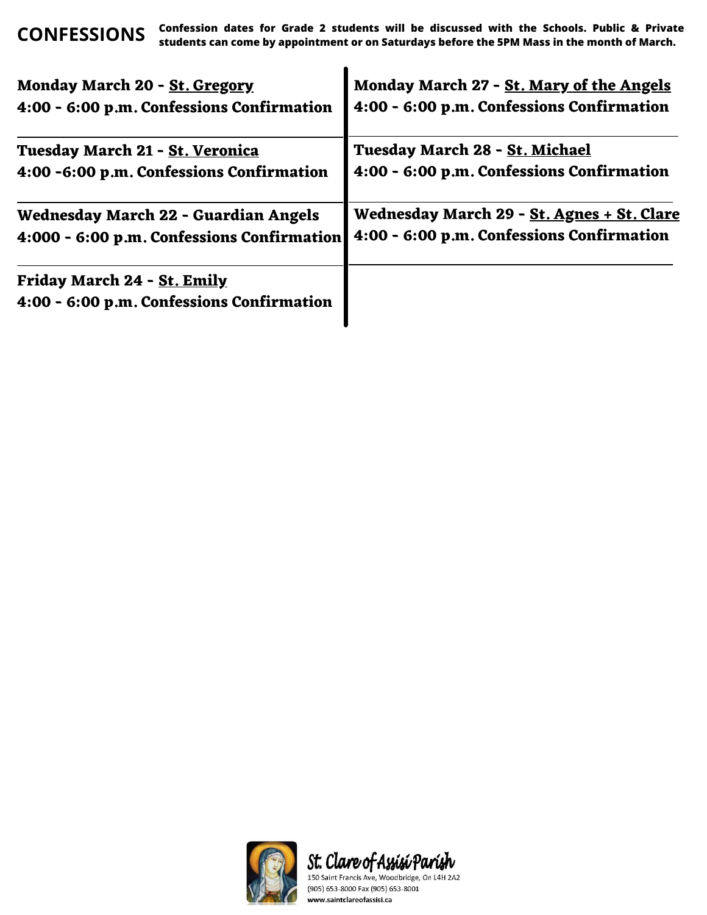## CONFESSIONS

**Confession dates for Grade 2 students will be discussed with the Schools. Public & Private students can come by appointment or on Saturdays before the 5PM Mass in the month of March.**

**Monday March 20 - St. Gregory**
**4:00 - 6:00 p.m. Confessions Confirmation**

**Tuesday March 21 - St. Veronica**
**4:00 -6:00 p.m. Confessions Confirmation**

**Wednesday March 22 - Guardian Angels**
**4:000 - 6:00 p.m. Confessions Confirmation**

**Friday March 24 - St. Emily**
**4:00 - 6:00 p.m. Confessions Confirmation**

**Monday March 27 - St. Mary of the Angels**
**4:00 - 6:00 p.m. Confessions Confirmation**

**Tuesday March 28 - St. Michael**
**4:00 - 6:00 p.m. Confessions Confirmation**

**Wednesday March 29 - St. Agnes + St. Clare**
**4:00 - 6:00 p.m. Confessions Confirmation**

St. Clare of Assisi Parish
150 Saint Francis Ave, Woodbridge, On L4H 2A2
(905) 653-8000 Fax (905) 653-8001
**www.saintclareofassisi.ca**